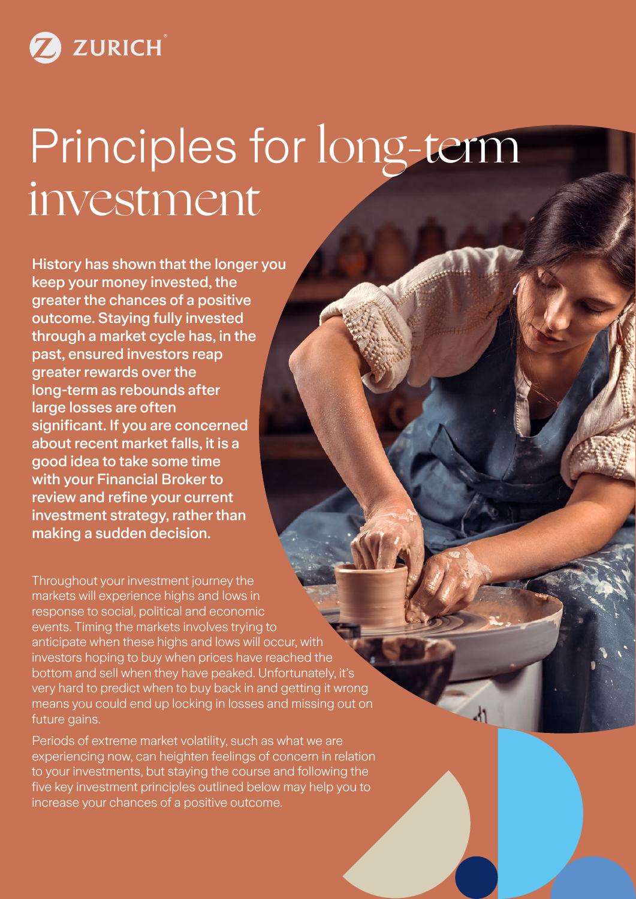ZURICH

# Principles for long-term investment

**History has shown that the longer you keep your money invested, the greater the chances of a positive outcome. Staying fully invested through a market cycle has, in the past, ensured investors reap greater rewards over the long-term as rebounds after large losses are often significant. If you are concerned about recent market falls, it is a good idea to take some time with your Financial Broker to review and refine your current investment strategy, rather than making a sudden decision.**

Throughout your investment journey the markets will experience highs and lows in response to social, political and economic events. Timing the markets involves trying to anticipate when these highs and lows will occur, with investors hoping to buy when prices have reached the bottom and sell when they have peaked. Unfortunately, it's very hard to predict when to buy back in and getting it wrong means you could end up locking in losses and missing out on future gains.

Periods of extreme market volatility, such as what we are experiencing now, can heighten feelings of concern in relation to your investments, but staying the course and following the five key investment principles outlined below may help you to increase your chances of a positive outcome.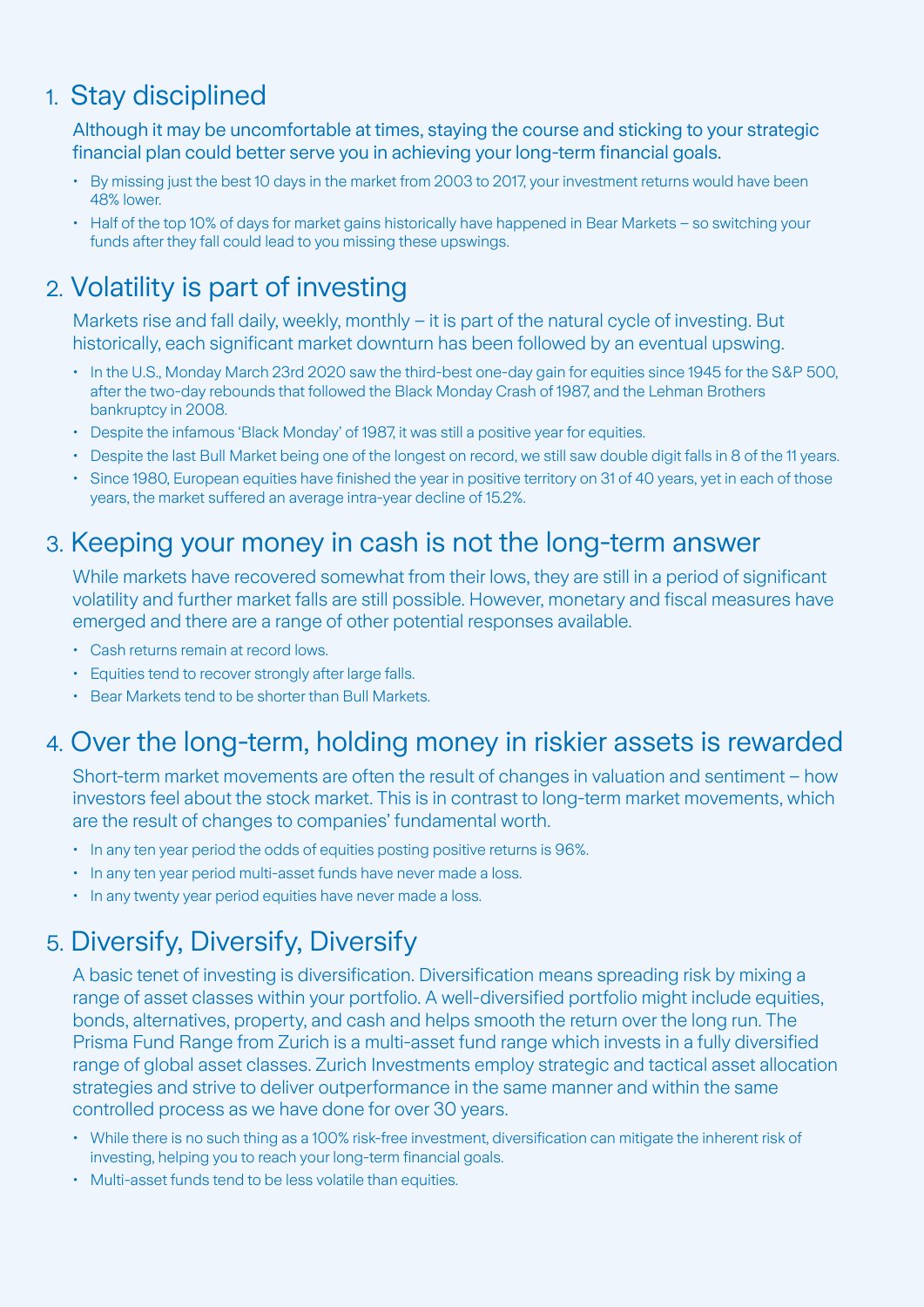## 1. Stay disciplined

Although it may be uncomfortable at times, staying the course and sticking to your strategic financial plan could better serve you in achieving your long-term financial goals.

- By missing just the best 10 days in the market from 2003 to 2017, your investment returns would have been 48% lower.
- Half of the top 10% of days for market gains historically have happened in Bear Markets – so switching your funds after they fall could lead to you missing these upswings.

## 2. Volatility is part of investing

Markets rise and fall daily, weekly, monthly – it is part of the natural cycle of investing. But historically, each significant market downturn has been followed by an eventual upswing.

- In the U.S., Monday March 23rd 2020 saw the third-best one-day gain for equities since 1945 for the S&P 500, after the two-day rebounds that followed the Black Monday Crash of 1987, and the Lehman Brothers bankruptcy in 2008.
- Despite the infamous 'Black Monday' of 1987, it was still a positive year for equities.
- Despite the last Bull Market being one of the longest on record, we still saw double digit falls in 8 of the 11 years.
- Since 1980, European equities have finished the year in positive territory on 31 of 40 years, yet in each of those years, the market suffered an average intra-year decline of 15.2%.

## 3. Keeping your money in cash is not the long-term answer

While markets have recovered somewhat from their lows, they are still in a period of significant volatility and further market falls are still possible. However, monetary and fiscal measures have emerged and there are a range of other potential responses available.

- Cash returns remain at record lows.
- Equities tend to recover strongly after large falls.
- Bear Markets tend to be shorter than Bull Markets.

## 4. Over the long-term, holding money in riskier assets is rewarded

Short-term market movements are often the result of changes in valuation and sentiment – how investors feel about the stock market. This is in contrast to long-term market movements, which are the result of changes to companies' fundamental worth.

- In any ten year period the odds of equities posting positive returns is 96%.
- In any ten year period multi-asset funds have never made a loss.
- In any twenty year period equities have never made a loss.

## 5. Diversify, Diversify, Diversify

A basic tenet of investing is diversification. Diversification means spreading risk by mixing a range of asset classes within your portfolio. A well-diversified portfolio might include equities, bonds, alternatives, property, and cash and helps smooth the return over the long run. The Prisma Fund Range from Zurich is a multi-asset fund range which invests in a fully diversified range of global asset classes. Zurich Investments employ strategic and tactical asset allocation strategies and strive to deliver outperformance in the same manner and within the same controlled process as we have done for over 30 years.

- While there is no such thing as a 100% risk-free investment, diversification can mitigate the inherent risk of investing, helping you to reach your long-term financial goals.
- Multi-asset funds tend to be less volatile than equities.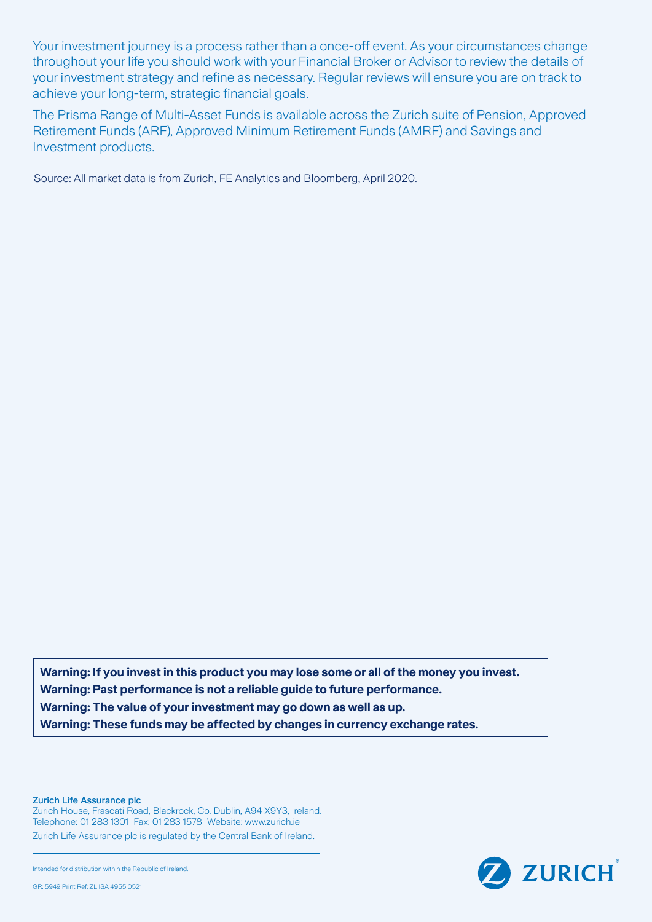Your investment journey is a process rather than a once-off event. As your circumstances change throughout your life you should work with your Financial Broker or Advisor to review the details of your investment strategy and refine as necessary. Regular reviews will ensure you are on track to achieve your long-term, strategic financial goals.

The Prisma Range of Multi-Asset Funds is available across the Zurich suite of Pension, Approved Retirement Funds (ARF), Approved Minimum Retirement Funds (AMRF) and Savings and Investment products.

Source: All market data is from Zurich, FE Analytics and Bloomberg, April 2020.

**Warning: If you invest in this product you may lose some or all of the money you invest.**
**Warning: Past performance is not a reliable guide to future performance.**
**Warning: The value of your investment may go down as well as up.**
**Warning: These funds may be affected by changes in currency exchange rates.**

**Zurich Life Assurance plc**
Zurich House, Frascati Road, Blackrock, Co. Dublin, A94 X9Y3, Ireland.
Telephone: 01 283 1301 Fax: 01 283 1578 Website: www.zurich.ie
Zurich Life Assurance plc is regulated by the Central Bank of Ireland.

Intended for distribution within the Republic of Ireland.

GR: 5949 Print Ref: ZL ISA 4955 0521

ZURICH®